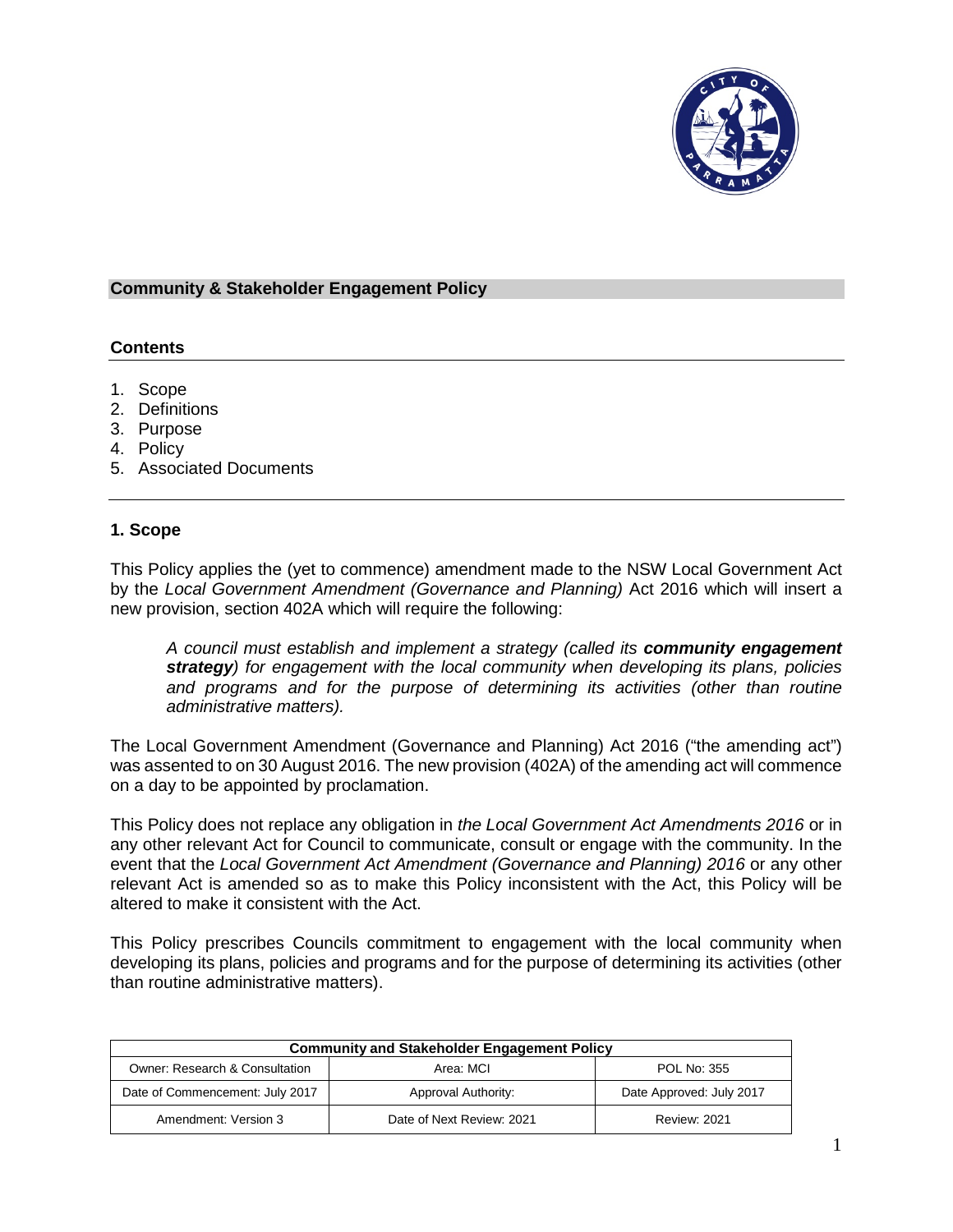## Community & Stakeholder Engagement Policy

### Contents

1. Scope
2. Definitions
3. Purpose
4. Policy
5. Associated Documents

### 1. Scope

This Policy applies the (yet to commence) amendment made to the NSW Local Government Act by the *Local Government Amendment (Governance and Planning)* Act 2016 which will insert a new provision, section 402A which will require the following:

> *A council must establish and implement a strategy (called its* ***community engagement strategy****) for engagement with the local community when developing its plans, policies and programs and for the purpose of determining its activities (other than routine administrative matters).*

The Local Government Amendment (Governance and Planning) Act 2016 ("the amending act") was assented to on 30 August 2016. The new provision (402A) of the amending act will commence on a day to be appointed by proclamation.

This Policy does not replace any obligation in *the Local Government Act Amendments 2016* or in any other relevant Act for Council to communicate, consult or engage with the community. In the event that the *Local Government Act Amendment (Governance and Planning) 2016* or any other relevant Act is amended so as to make this Policy inconsistent with the Act, this Policy will be altered to make it consistent with the Act.

This Policy prescribes Councils commitment to engagement with the local community when developing its plans, policies and programs and for the purpose of determining its activities (other than routine administrative matters).

| Community and Stakeholder Engagement Policy | | |
|---|---|---|
| Owner: Research & Consultation | Area: MCI | POL No: 355 |
| Date of Commencement: July 2017 | Approval Authority: | Date Approved: July 2017 |
| Amendment: Version 3 | Date of Next Review: 2021 | Review: 2021 |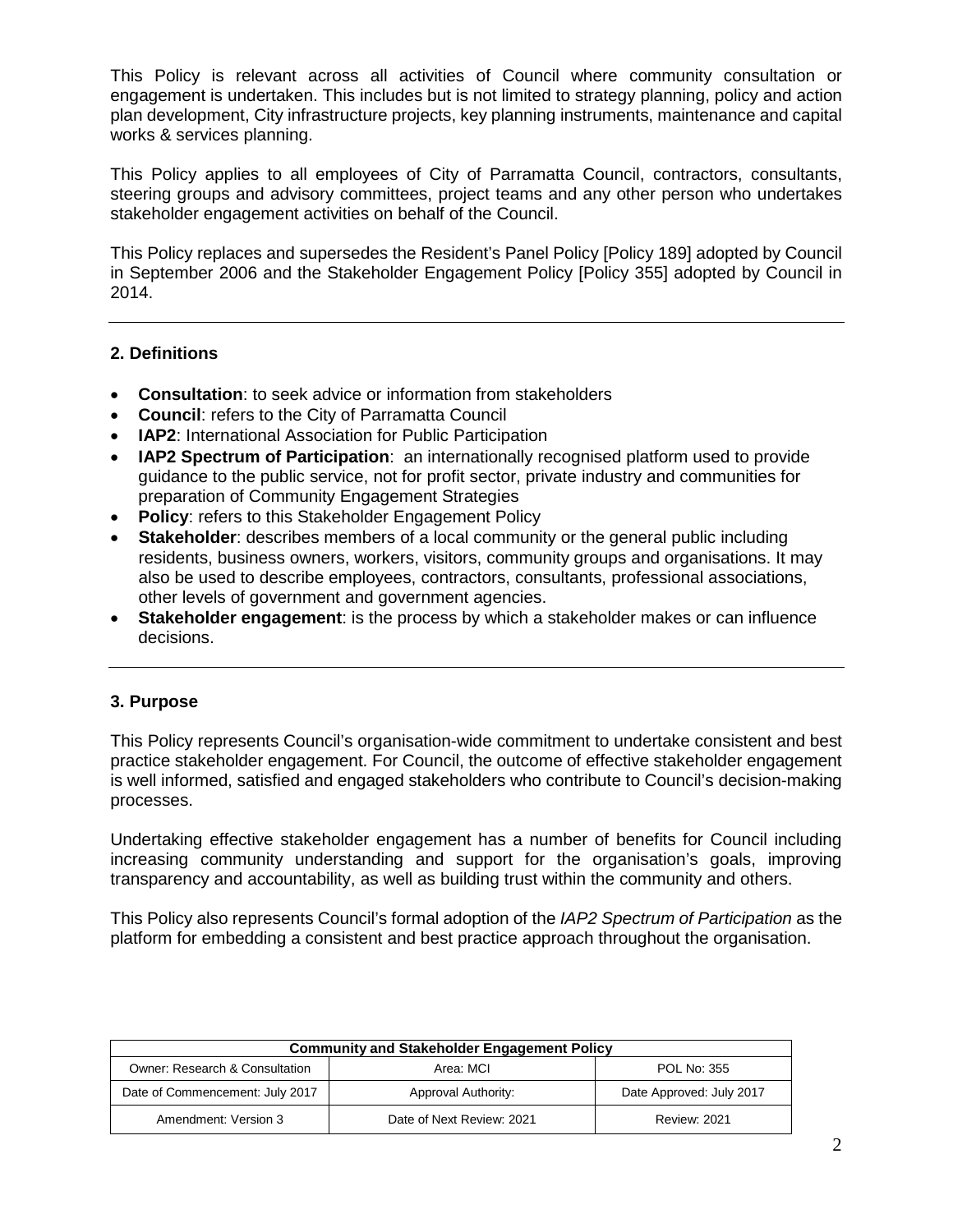This Policy is relevant across all activities of Council where community consultation or engagement is undertaken. This includes but is not limited to strategy planning, policy and action plan development, City infrastructure projects, key planning instruments, maintenance and capital works & services planning.

This Policy applies to all employees of City of Parramatta Council, contractors, consultants, steering groups and advisory committees, project teams and any other person who undertakes stakeholder engagement activities on behalf of the Council.

This Policy replaces and supersedes the Resident's Panel Policy [Policy 189] adopted by Council in September 2006 and the Stakeholder Engagement Policy [Policy 355] adopted by Council in 2014.

## 2. Definitions

- **Consultation**: to seek advice or information from stakeholders
- **Council**: refers to the City of Parramatta Council
- **IAP2**: International Association for Public Participation
- **IAP2 Spectrum of Participation**: an internationally recognised platform used to provide guidance to the public service, not for profit sector, private industry and communities for preparation of Community Engagement Strategies
- **Policy**: refers to this Stakeholder Engagement Policy
- **Stakeholder**: describes members of a local community or the general public including residents, business owners, workers, visitors, community groups and organisations. It may also be used to describe employees, contractors, consultants, professional associations, other levels of government and government agencies.
- **Stakeholder engagement**: is the process by which a stakeholder makes or can influence decisions.

## 3. Purpose

This Policy represents Council's organisation-wide commitment to undertake consistent and best practice stakeholder engagement. For Council, the outcome of effective stakeholder engagement is well informed, satisfied and engaged stakeholders who contribute to Council's decision-making processes.

Undertaking effective stakeholder engagement has a number of benefits for Council including increasing community understanding and support for the organisation's goals, improving transparency and accountability, as well as building trust within the community and others.

This Policy also represents Council's formal adoption of the *IAP2 Spectrum of Participation* as the platform for embedding a consistent and best practice approach throughout the organisation.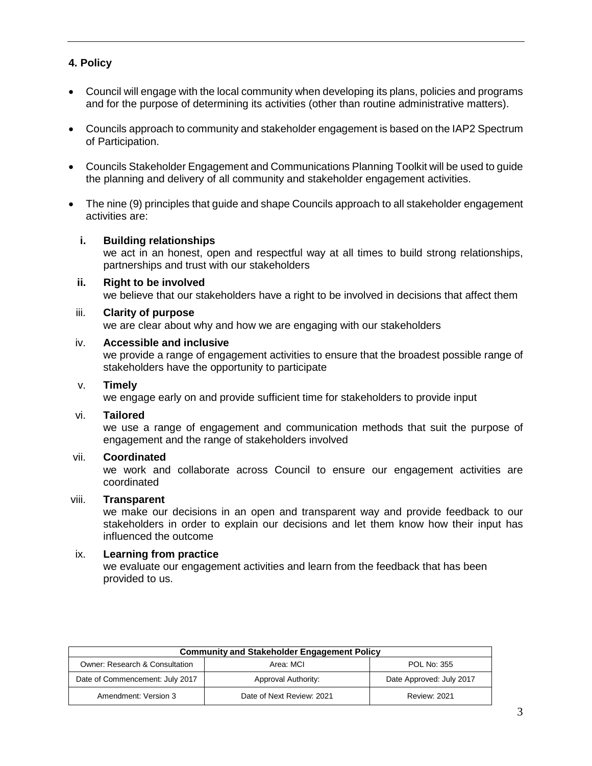## 4. Policy

- Council will engage with the local community when developing its plans, policies and programs and for the purpose of determining its activities (other than routine administrative matters).
- Councils approach to community and stakeholder engagement is based on the IAP2 Spectrum of Participation.
- Councils Stakeholder Engagement and Communications Planning Toolkit will be used to guide the planning and delivery of all community and stakeholder engagement activities.
- The nine (9) principles that guide and shape Councils approach to all stakeholder engagement activities are:

  i. **Building relationships**
  we act in an honest, open and respectful way at all times to build strong relationships, partnerships and trust with our stakeholders

  ii. **Right to be involved**
  we believe that our stakeholders have a right to be involved in decisions that affect them

  iii. **Clarity of purpose**
  we are clear about why and how we are engaging with our stakeholders

  iv. **Accessible and inclusive**
  we provide a range of engagement activities to ensure that the broadest possible range of stakeholders have the opportunity to participate

  v. **Timely**
  we engage early on and provide sufficient time for stakeholders to provide input

  vi. **Tailored**
  we use a range of engagement and communication methods that suit the purpose of engagement and the range of stakeholders involved

  vii. **Coordinated**
  we work and collaborate across Council to ensure our engagement activities are coordinated

  viii. **Transparent**
  we make our decisions in an open and transparent way and provide feedback to our stakeholders in order to explain our decisions and let them know how their input has influenced the outcome

  ix. **Learning from practice**
  we evaluate our engagement activities and learn from the feedback that has been provided to us.

| **Community and Stakeholder Engagement Policy** | | |
|---|---|---|
| Owner: Research & Consultation | Area: MCI | POL No: 355 |
| Date of Commencement: July 2017 | Approval Authority: | Date Approved: July 2017 |
| Amendment: Version 3 | Date of Next Review: 2021 | Review: 2021 |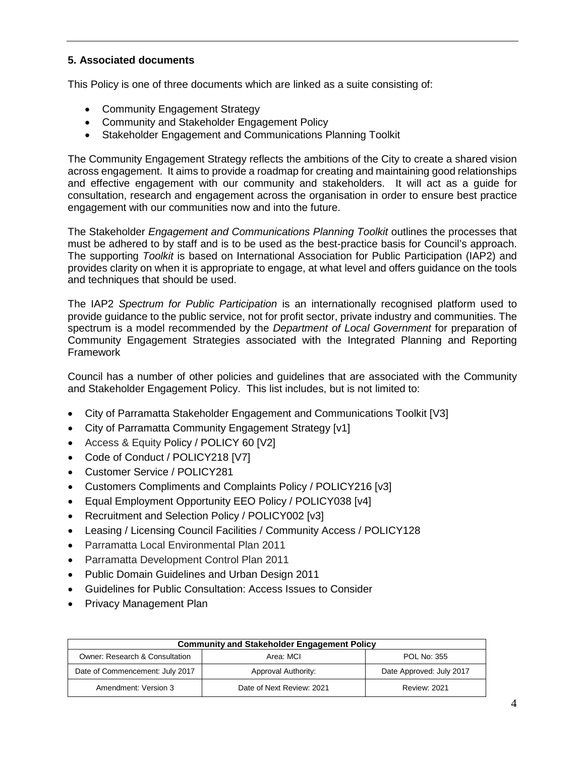## 5. Associated documents

This Policy is one of three documents which are linked as a suite consisting of:

- Community Engagement Strategy
- Community and Stakeholder Engagement Policy
- Stakeholder Engagement and Communications Planning Toolkit

The Community Engagement Strategy reflects the ambitions of the City to create a shared vision across engagement. It aims to provide a roadmap for creating and maintaining good relationships and effective engagement with our community and stakeholders. It will act as a guide for consultation, research and engagement across the organisation in order to ensure best practice engagement with our communities now and into the future.

The Stakeholder *Engagement and Communications Planning Toolkit* outlines the processes that must be adhered to by staff and is to be used as the best-practice basis for Council's approach. The supporting *Toolkit* is based on International Association for Public Participation (IAP2) and provides clarity on when it is appropriate to engage, at what level and offers guidance on the tools and techniques that should be used.

The IAP2 *Spectrum for Public Participation* is an internationally recognised platform used to provide guidance to the public service, not for profit sector, private industry and communities. The spectrum is a model recommended by the *Department of Local Government* for preparation of Community Engagement Strategies associated with the Integrated Planning and Reporting Framework

Council has a number of other policies and guidelines that are associated with the Community and Stakeholder Engagement Policy. This list includes, but is not limited to:

- City of Parramatta Stakeholder Engagement and Communications Toolkit [V3]
- City of Parramatta Community Engagement Strategy [v1]
- Access & Equity Policy / POLICY 60 [V2]
- Code of Conduct / POLICY218 [V7]
- Customer Service / POLICY281
- Customers Compliments and Complaints Policy / POLICY216 [v3]
- Equal Employment Opportunity EEO Policy / POLICY038 [v4]
- Recruitment and Selection Policy / POLICY002 [v3]
- Leasing / Licensing Council Facilities / Community Access / POLICY128
- Parramatta Local Environmental Plan 2011
- Parramatta Development Control Plan 2011
- Public Domain Guidelines and Urban Design 2011
- Guidelines for Public Consultation: Access Issues to Consider
- Privacy Management Plan

| Community and Stakeholder Engagement Policy | | |
|---|---|---|
| Owner: Research & Consultation | Area: MCI | POL No: 355 |
| Date of Commencement: July 2017 | Approval Authority: | Date Approved: July 2017 |
| Amendment: Version 3 | Date of Next Review: 2021 | Review: 2021 |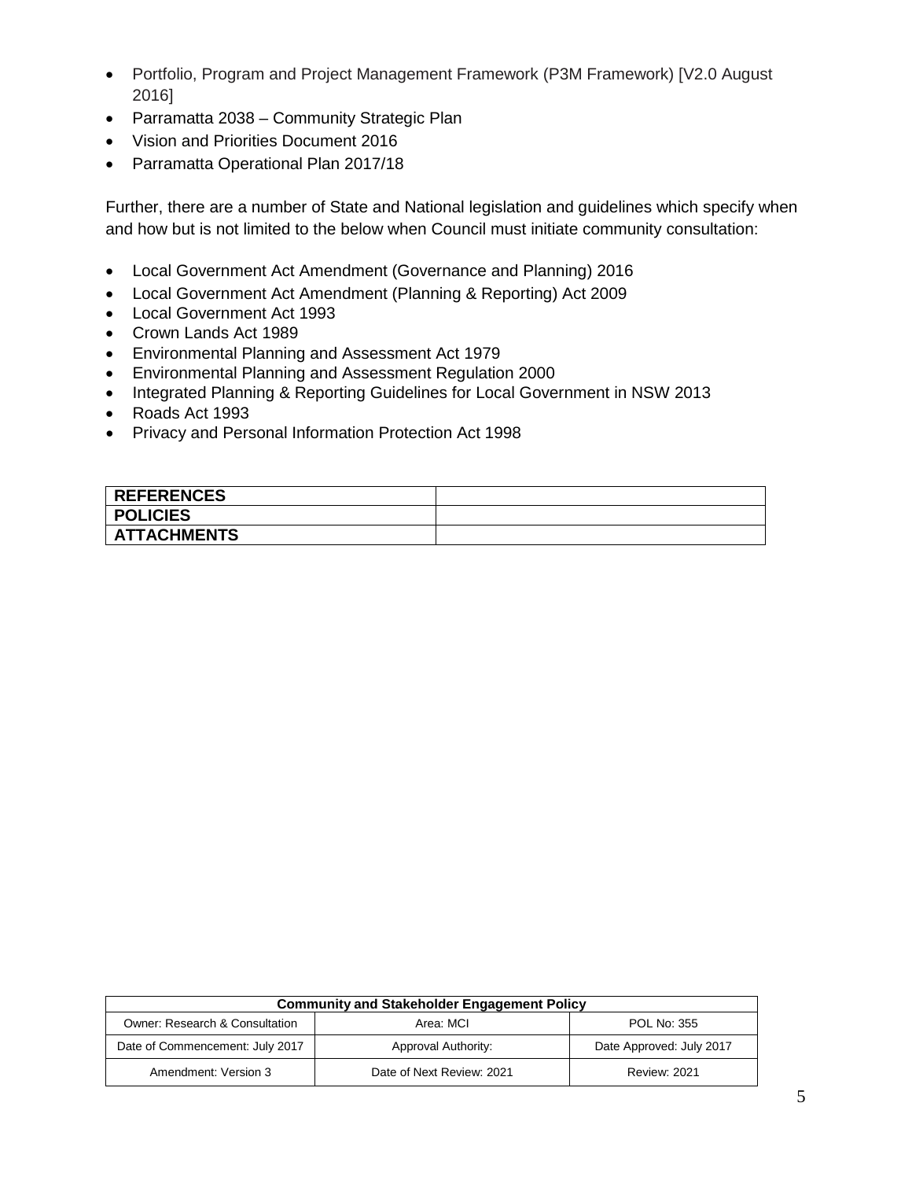- Portfolio, Program and Project Management Framework (P3M Framework) [V2.0 August 2016]
- Parramatta 2038 – Community Strategic Plan
- Vision and Priorities Document 2016
- Parramatta Operational Plan 2017/18

Further, there are a number of State and National legislation and guidelines which specify when and how but is not limited to the below when Council must initiate community consultation:

- Local Government Act Amendment (Governance and Planning) 2016
- Local Government Act Amendment (Planning & Reporting) Act 2009
- Local Government Act 1993
- Crown Lands Act 1989
- Environmental Planning and Assessment Act 1979
- Environmental Planning and Assessment Regulation 2000
- Integrated Planning & Reporting Guidelines for Local Government in NSW 2013
- Roads Act 1993
- Privacy and Personal Information Protection Act 1998

| | |
|---|---|
| **REFERENCES** | |
| **POLICIES** | |
| **ATTACHMENTS** | |

| **Community and Stakeholder Engagement Policy** | | |
|---|---|---|
| Owner: Research & Consultation | Area: MCI | POL No: 355 |
| Date of Commencement: July 2017 | Approval Authority: | Date Approved: July 2017 |
| Amendment: Version 3 | Date of Next Review: 2021 | Review: 2021 |